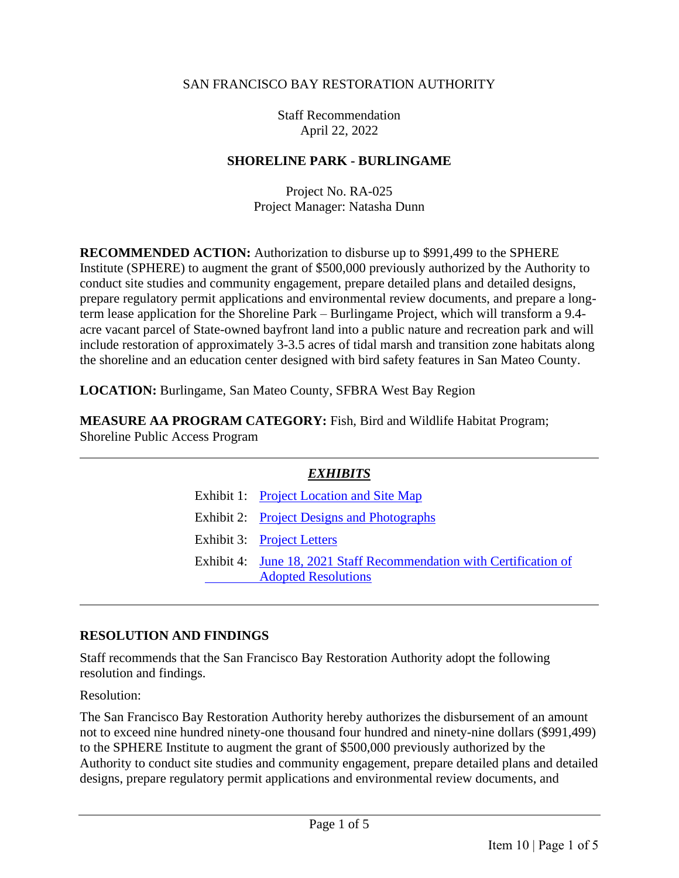SAN FRANCISCO BAY RESTORATION AUTHORITY

Staff Recommendation
April 22, 2022

**SHORELINE PARK - BURLINGAME**

Project No. RA-025
Project Manager: Natasha Dunn

**RECOMMENDED ACTION:** Authorization to disburse up to $991,499 to the SPHERE Institute (SPHERE) to augment the grant of $500,000 previously authorized by the Authority to conduct site studies and community engagement, prepare detailed plans and detailed designs, prepare regulatory permit applications and environmental review documents, and prepare a long-term lease application for the Shoreline Park – Burlingame Project, which will transform a 9.4-acre vacant parcel of State-owned bayfront land into a public nature and recreation park and will include restoration of approximately 3-3.5 acres of tidal marsh and transition zone habitats along the shoreline and an education center designed with bird safety features in San Mateo County.

**LOCATION:** Burlingame, San Mateo County, SFBRA West Bay Region

**MEASURE AA PROGRAM CATEGORY:** Fish, Bird and Wildlife Habitat Program; Shoreline Public Access Program

---

***EXHIBITS***

Exhibit 1: Project Location and Site Map

Exhibit 2: Project Designs and Photographs

Exhibit 3: Project Letters

Exhibit 4: June 18, 2021 Staff Recommendation with Certification of Adopted Resolutions

---

**RESOLUTION AND FINDINGS**

Staff recommends that the San Francisco Bay Restoration Authority adopt the following resolution and findings.

Resolution:

The San Francisco Bay Restoration Authority hereby authorizes the disbursement of an amount not to exceed nine hundred ninety-one thousand four hundred and ninety-nine dollars ($991,499) to the SPHERE Institute to augment the grant of $500,000 previously authorized by the Authority to conduct site studies and community engagement, prepare detailed plans and detailed designs, prepare regulatory permit applications and environmental review documents, and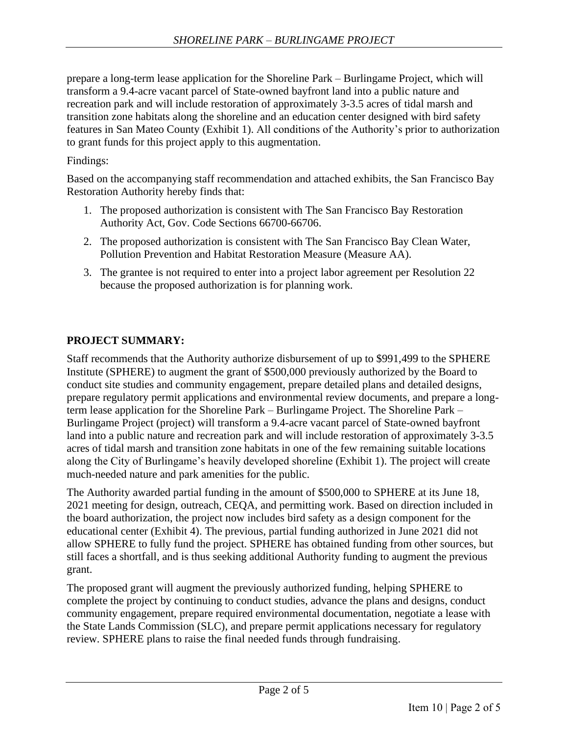prepare a long-term lease application for the Shoreline Park – Burlingame Project, which will transform a 9.4-acre vacant parcel of State-owned bayfront land into a public nature and recreation park and will include restoration of approximately 3-3.5 acres of tidal marsh and transition zone habitats along the shoreline and an education center designed with bird safety features in San Mateo County (Exhibit 1). All conditions of the Authority's prior to authorization to grant funds for this project apply to this augmentation.

Findings:

Based on the accompanying staff recommendation and attached exhibits, the San Francisco Bay Restoration Authority hereby finds that:

1. The proposed authorization is consistent with The San Francisco Bay Restoration Authority Act, Gov. Code Sections 66700-66706.
2. The proposed authorization is consistent with The San Francisco Bay Clean Water, Pollution Prevention and Habitat Restoration Measure (Measure AA).
3. The grantee is not required to enter into a project labor agreement per Resolution 22 because the proposed authorization is for planning work.

## PROJECT SUMMARY:

Staff recommends that the Authority authorize disbursement of up to $991,499 to the SPHERE Institute (SPHERE) to augment the grant of $500,000 previously authorized by the Board to conduct site studies and community engagement, prepare detailed plans and detailed designs, prepare regulatory permit applications and environmental review documents, and prepare a long-term lease application for the Shoreline Park – Burlingame Project. The Shoreline Park – Burlingame Project (project) will transform a 9.4-acre vacant parcel of State-owned bayfront land into a public nature and recreation park and will include restoration of approximately 3-3.5 acres of tidal marsh and transition zone habitats in one of the few remaining suitable locations along the City of Burlingame's heavily developed shoreline (Exhibit 1). The project will create much-needed nature and park amenities for the public.

The Authority awarded partial funding in the amount of $500,000 to SPHERE at its June 18, 2021 meeting for design, outreach, CEQA, and permitting work. Based on direction included in the board authorization, the project now includes bird safety as a design component for the educational center (Exhibit 4). The previous, partial funding authorized in June 2021 did not allow SPHERE to fully fund the project. SPHERE has obtained funding from other sources, but still faces a shortfall, and is thus seeking additional Authority funding to augment the previous grant.

The proposed grant will augment the previously authorized funding, helping SPHERE to complete the project by continuing to conduct studies, advance the plans and designs, conduct community engagement, prepare required environmental documentation, negotiate a lease with the State Lands Commission (SLC), and prepare permit applications necessary for regulatory review. SPHERE plans to raise the final needed funds through fundraising.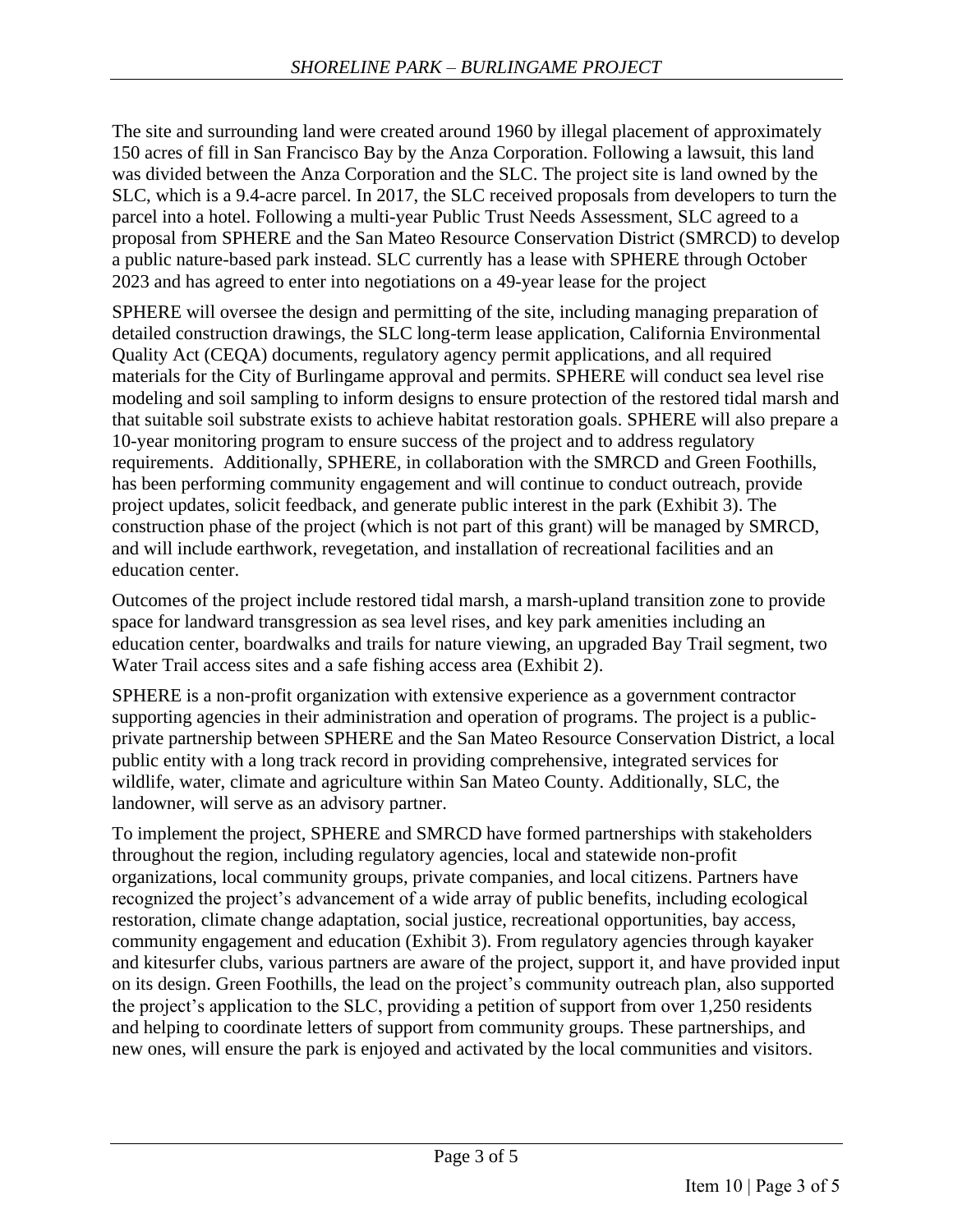The site and surrounding land were created around 1960 by illegal placement of approximately 150 acres of fill in San Francisco Bay by the Anza Corporation. Following a lawsuit, this land was divided between the Anza Corporation and the SLC. The project site is land owned by the SLC, which is a 9.4-acre parcel. In 2017, the SLC received proposals from developers to turn the parcel into a hotel. Following a multi-year Public Trust Needs Assessment, SLC agreed to a proposal from SPHERE and the San Mateo Resource Conservation District (SMRCD) to develop a public nature-based park instead. SLC currently has a lease with SPHERE through October 2023 and has agreed to enter into negotiations on a 49-year lease for the project

SPHERE will oversee the design and permitting of the site, including managing preparation of detailed construction drawings, the SLC long-term lease application, California Environmental Quality Act (CEQA) documents, regulatory agency permit applications, and all required materials for the City of Burlingame approval and permits. SPHERE will conduct sea level rise modeling and soil sampling to inform designs to ensure protection of the restored tidal marsh and that suitable soil substrate exists to achieve habitat restoration goals. SPHERE will also prepare a 10-year monitoring program to ensure success of the project and to address regulatory requirements. Additionally, SPHERE, in collaboration with the SMRCD and Green Foothills, has been performing community engagement and will continue to conduct outreach, provide project updates, solicit feedback, and generate public interest in the park (Exhibit 3). The construction phase of the project (which is not part of this grant) will be managed by SMRCD, and will include earthwork, revegetation, and installation of recreational facilities and an education center.

Outcomes of the project include restored tidal marsh, a marsh-upland transition zone to provide space for landward transgression as sea level rises, and key park amenities including an education center, boardwalks and trails for nature viewing, an upgraded Bay Trail segment, two Water Trail access sites and a safe fishing access area (Exhibit 2).

SPHERE is a non-profit organization with extensive experience as a government contractor supporting agencies in their administration and operation of programs. The project is a public-private partnership between SPHERE and the San Mateo Resource Conservation District, a local public entity with a long track record in providing comprehensive, integrated services for wildlife, water, climate and agriculture within San Mateo County. Additionally, SLC, the landowner, will serve as an advisory partner.

To implement the project, SPHERE and SMRCD have formed partnerships with stakeholders throughout the region, including regulatory agencies, local and statewide non-profit organizations, local community groups, private companies, and local citizens. Partners have recognized the project's advancement of a wide array of public benefits, including ecological restoration, climate change adaptation, social justice, recreational opportunities, bay access, community engagement and education (Exhibit 3). From regulatory agencies through kayaker and kitesurfer clubs, various partners are aware of the project, support it, and have provided input on its design. Green Foothills, the lead on the project's community outreach plan, also supported the project's application to the SLC, providing a petition of support from over 1,250 residents and helping to coordinate letters of support from community groups. These partnerships, and new ones, will ensure the park is enjoyed and activated by the local communities and visitors.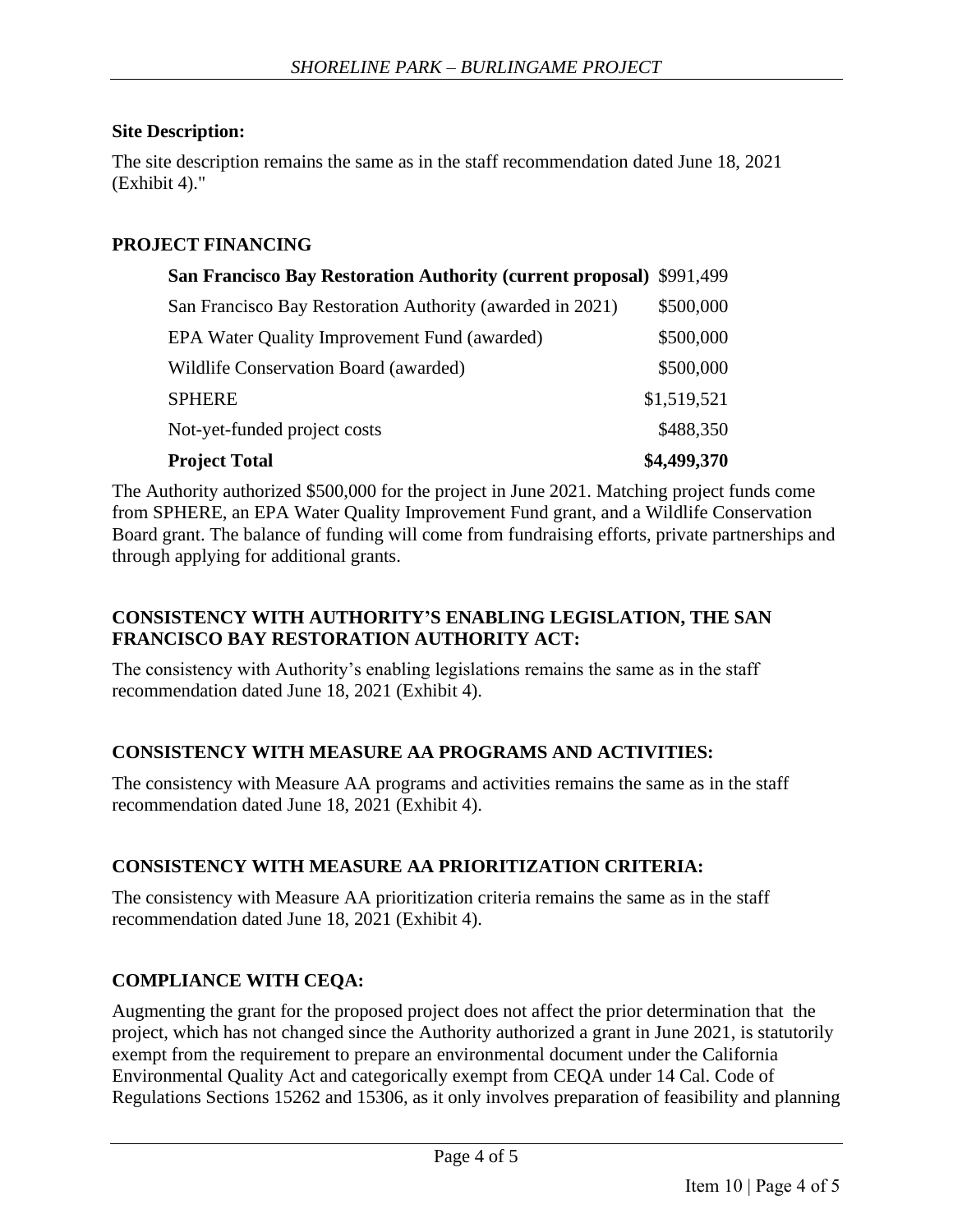**Site Description:**

The site description remains the same as in the staff recommendation dated June 18, 2021 (Exhibit 4)."

**PROJECT FINANCING**

| | |
|---|---|
| **San Francisco Bay Restoration Authority (current proposal)** | $991,499 |
| San Francisco Bay Restoration Authority (awarded in 2021) | $500,000 |
| EPA Water Quality Improvement Fund (awarded) | $500,000 |
| Wildlife Conservation Board (awarded) | $500,000 |
| SPHERE | $1,519,521 |
| Not-yet-funded project costs | $488,350 |
| **Project Total** | **$4,499,370** |

The Authority authorized $500,000 for the project in June 2021. Matching project funds come from SPHERE, an EPA Water Quality Improvement Fund grant, and a Wildlife Conservation Board grant. The balance of funding will come from fundraising efforts, private partnerships and through applying for additional grants.

**CONSISTENCY WITH AUTHORITY'S ENABLING LEGISLATION, THE SAN FRANCISCO BAY RESTORATION AUTHORITY ACT:**

The consistency with Authority's enabling legislations remains the same as in the staff recommendation dated June 18, 2021 (Exhibit 4).

**CONSISTENCY WITH MEASURE AA PROGRAMS AND ACTIVITIES:**

The consistency with Measure AA programs and activities remains the same as in the staff recommendation dated June 18, 2021 (Exhibit 4).

**CONSISTENCY WITH MEASURE AA PRIORITIZATION CRITERIA:**

The consistency with Measure AA prioritization criteria remains the same as in the staff recommendation dated June 18, 2021 (Exhibit 4).

**COMPLIANCE WITH CEQA:**

Augmenting the grant for the proposed project does not affect the prior determination that the project, which has not changed since the Authority authorized a grant in June 2021, is statutorily exempt from the requirement to prepare an environmental document under the California Environmental Quality Act and categorically exempt from CEQA under 14 Cal. Code of Regulations Sections 15262 and 15306, as it only involves preparation of feasibility and planning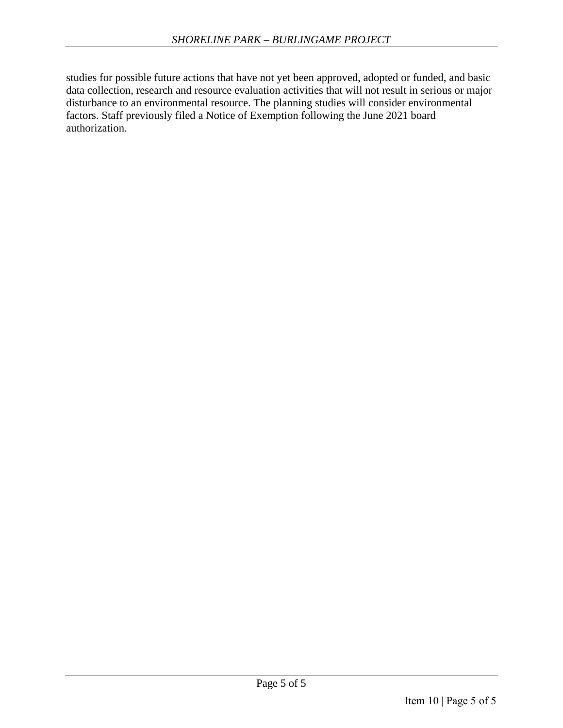studies for possible future actions that have not yet been approved, adopted or funded, and basic data collection, research and resource evaluation activities that will not result in serious or major disturbance to an environmental resource. The planning studies will consider environmental factors. Staff previously filed a Notice of Exemption following the June 2021 board authorization.